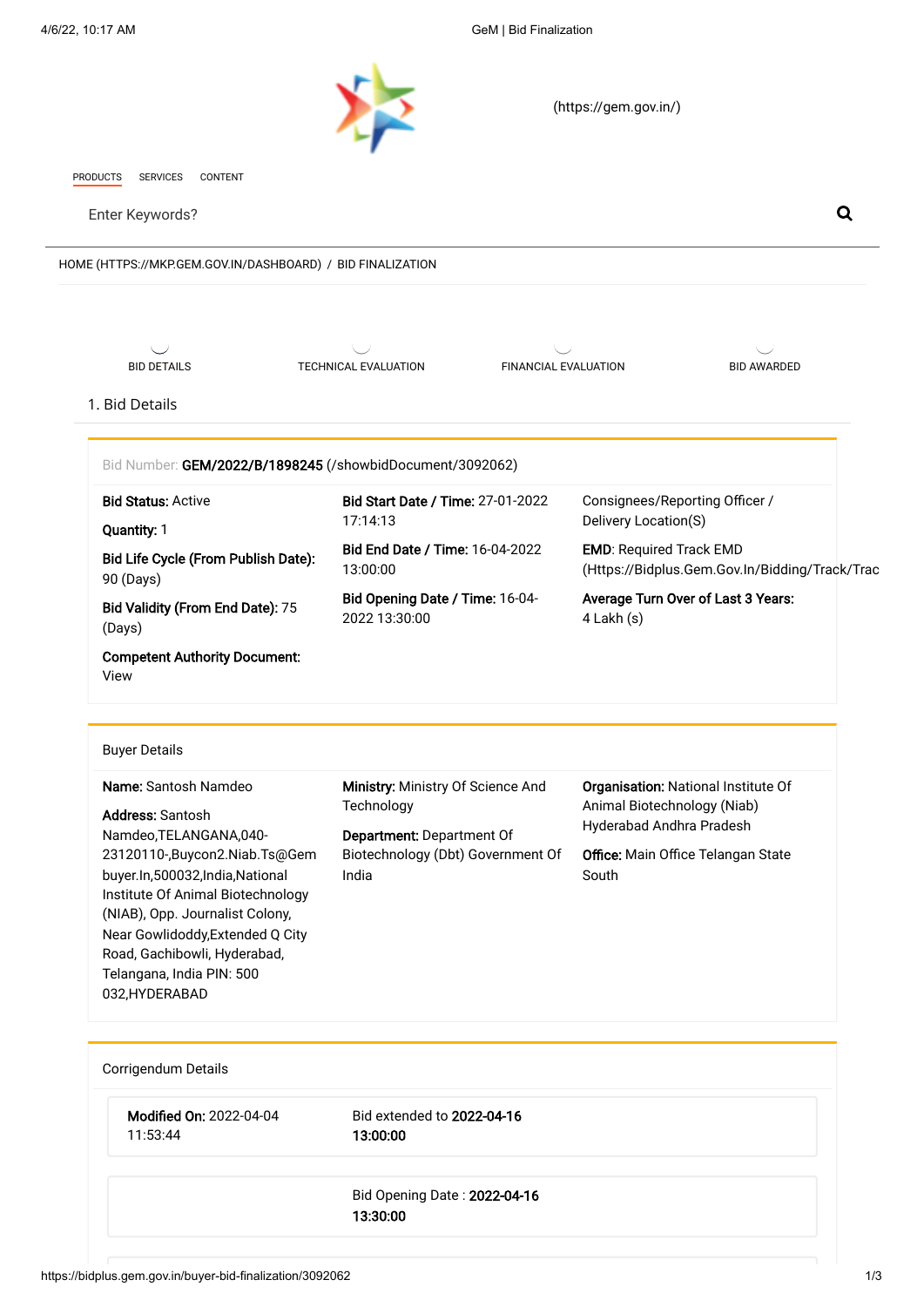(https://gem.gov.in/)

PRODUCTS SERVICES CONTENT

Enter Keywords?

HOME (HTTPS://MKP.GEM.GOV.IN/DASHBOARD) / BID FINALIZATION

BID DETAILS TECHNICAL EVALUATION FINANCIAL EVALUATION BID AWARDED

1. Bid Details

Bid Number: **GEM/2022/B/1898245** (/showbidDocument/3092062)

**Bid Status:** Active

**Quantity:** 1

**Bid Life Cycle (From Publish Date):** 90 (Days)

**Bid Validity (From End Date):** 75 (Days)

**Competent Authority Document:** View

**Bid Start Date / Time:** 27-01-2022 17:14:13

**Bid End Date / Time:** 16-04-2022 13:00:00

**Bid Opening Date / Time:** 16-04-2022 13:30:00

Consignees/Reporting Officer / Delivery Location(S)

**EMD**: Required Track EMD (Https://Bidplus.Gem.Gov.In/Bidding/Track/Trac

**Average Turn Over of Last 3 Years:** 4 Lakh (s)

Buyer Details

**Name:** Santosh Namdeo

**Address:** Santosh Namdeo,TELANGANA,040-23120110-,Buycon2.Niab.Ts@Gembuyer.In,500032,India,National Institute Of Animal Biotechnology (NIAB), Opp. Journalist Colony, Near Gowlidoddy,Extended Q City Road, Gachibowli, Hyderabad, Telangana, India PIN: 500 032,HYDERABAD

**Ministry:** Ministry Of Science And Technology

**Department:** Department Of Biotechnology (Dbt) Government Of India

**Organisation:** National Institute Of Animal Biotechnology (Niab) Hyderabad Andhra Pradesh

**Office:** Main Office Telangan State South

Corrigendum Details

**Modified On:** 2022-04-04 11:53:44

Bid extended to **2022-04-16 13:00:00**

Bid Opening Date : **2022-04-16 13:30:00**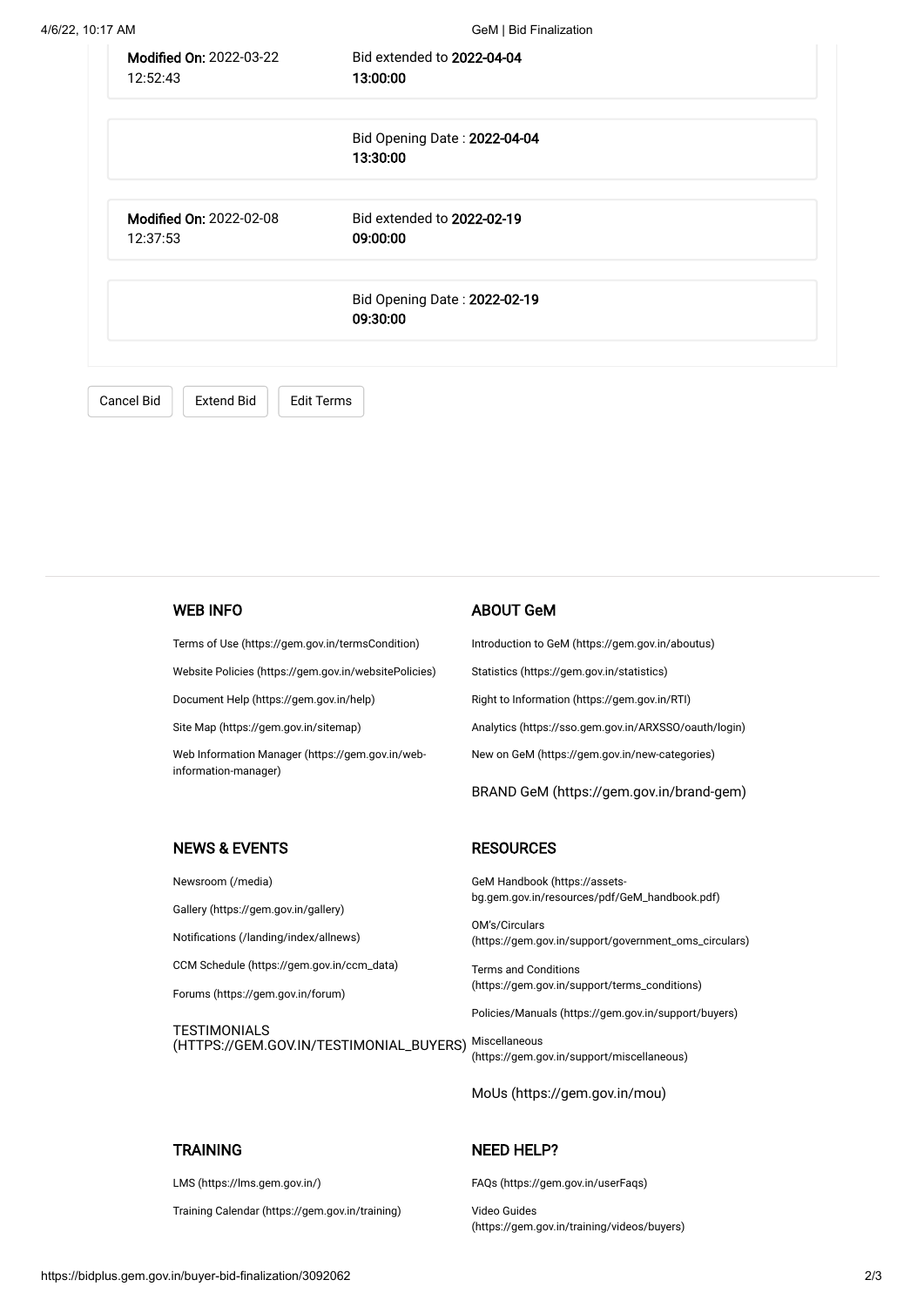**Modified On:** 2022-03-22 12:52:43 | Bid extended to **2022-04-04 13:00:00**

Bid Opening Date : **2022-04-04 13:30:00**

**Modified On:** 2022-02-08 12:37:53 | Bid extended to **2022-02-19 09:00:00**

Bid Opening Date : **2022-02-19 09:30:00**

Cancel Bid | Extend Bid | Edit Terms

### WEB INFO

Terms of Use (https://gem.gov.in/termsCondition)

Website Policies (https://gem.gov.in/websitePolicies)

Document Help (https://gem.gov.in/help)

Site Map (https://gem.gov.in/sitemap)

Web Information Manager (https://gem.gov.in/web-information-manager)

### ABOUT GeM

Introduction to GeM (https://gem.gov.in/aboutus)

Statistics (https://gem.gov.in/statistics)

Right to Information (https://gem.gov.in/RTI)

Analytics (https://sso.gem.gov.in/ARXSSO/oauth/login)

New on GeM (https://gem.gov.in/new-categories)

BRAND GeM (https://gem.gov.in/brand-gem)

### NEWS & EVENTS

Newsroom (/media)

Gallery (https://gem.gov.in/gallery)

Notifications (/landing/index/allnews)

CCM Schedule (https://gem.gov.in/ccm_data)

Forums (https://gem.gov.in/forum)

TESTIMONIALS (HTTPS://GEM.GOV.IN/TESTIMONIAL_BUYERS)

### RESOURCES

GeM Handbook (https://assets-bg.gem.gov.in/resources/pdf/GeM_handbook.pdf)

OM's/Circulars (https://gem.gov.in/support/government_oms_circulars)

Terms and Conditions (https://gem.gov.in/support/terms_conditions)

Policies/Manuals (https://gem.gov.in/support/buyers)

Miscellaneous (https://gem.gov.in/support/miscellaneous)

MoUs (https://gem.gov.in/mou)

### TRAINING

LMS (https://lms.gem.gov.in/)

Training Calendar (https://gem.gov.in/training)

### NEED HELP?

FAQs (https://gem.gov.in/userFaqs)

Video Guides (https://gem.gov.in/training/videos/buyers)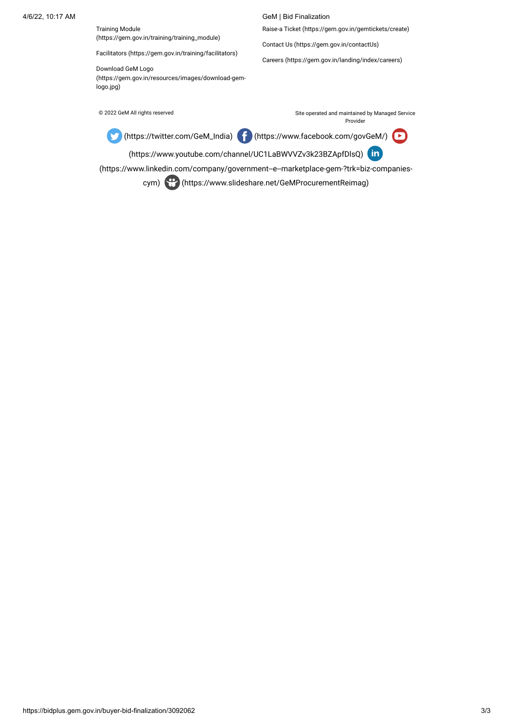Training Module (https://gem.gov.in/training/training_module)

Facilitators (https://gem.gov.in/training/facilitators)

Download GeM Logo (https://gem.gov.in/resources/images/download-gem-logo.jpg)

Raise-a Ticket (https://gem.gov.in/gemtickets/create)

Contact Us (https://gem.gov.in/contactUs)

Careers (https://gem.gov.in/landing/index/careers)

© 2022 GeM All rights reserved

Site operated and maintained by Managed Service Provider

(https://twitter.com/GeM_India) (https://www.facebook.com/govGeM/) (https://www.youtube.com/channel/UC1LaBWVVZv3k23BZApfDlsQ) (https://www.linkedin.com/company/government--e--marketplace-gem-?trk=biz-companies-cym) (https://www.slideshare.net/GeMProcurementReimag)